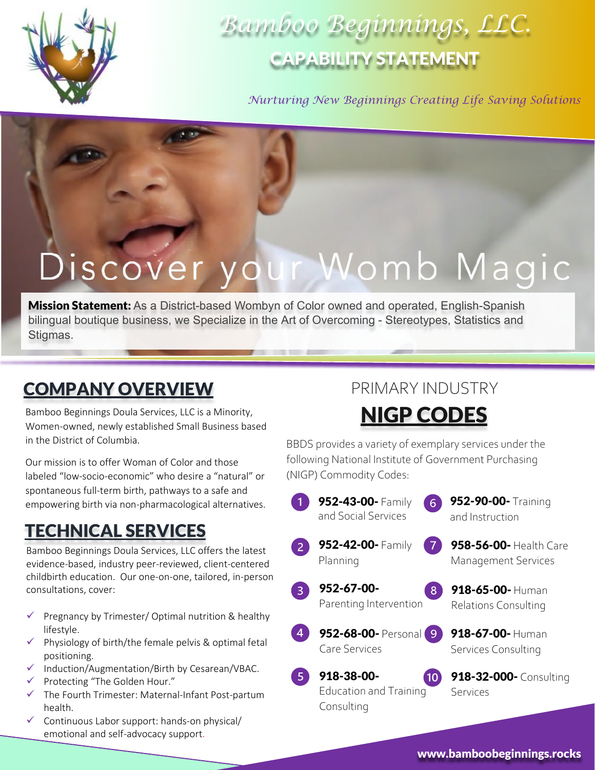# Bamboo Beginnings, LLC.

## CAPABILITY STATEMENT

*Nurturing New Beginnings Creating Life Saving Solutions*

# Discover your Womb Magic

**Mission Statement:** As a District-based Wombyn of Color owned and operated, English-Spanish bilingual boutique business, we Specialize in the Art of Overcoming - Stereotypes, Statistics and Stigmas.

## COMPANY OVERVIEW

Bamboo Beginnings Doula Services, LLC is a Minority, Women-owned, newly established Small Business based in the District of Columbia.

Our mission is to offer Woman of Color and those labeled "low-socio-economic" who desire a "natural" or spontaneous full-term birth, pathways to a safe and empowering birth via non-pharmacological alternatives.

## TECHNICAL SERVICES

Bamboo Beginnings Doula Services, LLC offers the latest evidence-based, industry peer-reviewed, client-centered childbirth education. Our one-on-one, tailored, in-person consultations, cover:

- ✓ Pregnancy by Trimester/ Optimal nutrition & healthy lifestyle.
- ✓ Physiology of birth/the female pelvis & optimal fetal positioning.
- ✓ Induction/Augmentation/Birth by Cesarean/VBAC.
- ✓ Protecting "The Golden Hour."
- ✓ The Fourth Trimester: Maternal-Infant Post-partum health.
- ✓ Continuous Labor support: hands-on physical/ emotional and self-advocacy support.

## PRIMARY INDUSTRY

## NIGP CODES

BBDS provides a variety of exemplary services under the following National Institute of Government Purchasing (NIGP) Commodity Codes:

1. **952-43-00-** Family and Social Services
2. **952-42-00-** Family Planning
3. **952-67-00-** Parenting Intervention
4. **952-68-00-** Personal Care Services
5. **918-38-00-** Education and Training Consulting
6. **952-90-00-** Training and Instruction
7. **958-56-00-** Health Care Management Services
8. **918-65-00-** Human Relations Consulting
9. **918-67-00-** Human Services Consulting
10. **918-32-000-** Consulting Services

www.bamboobeginnings.rocks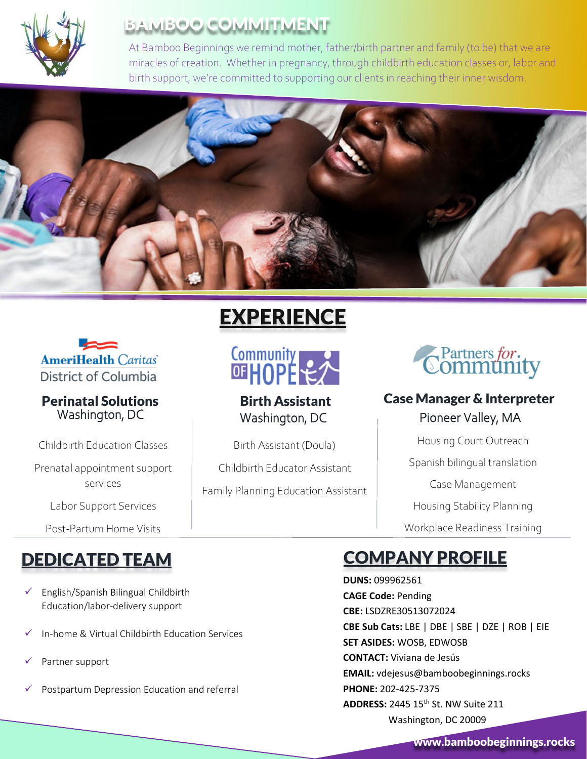# BAMBOO COMMITMENT

At Bamboo Beginnings we remind mother, father/birth partner and family (to be) that we are miracles of creation. Whether in pregnancy, through childbirth education classes or, labor and birth support, we're committed to supporting our clients in reaching their inner wisdom.

## EXPERIENCE

AmeriHealth Caritas District of Columbia

### Perinatal Solutions
Washington, DC

- Childbirth Education Classes
- Prenatal appointment support services
- Labor Support Services
- Post-Partum Home Visits

Community of HOPE

### Birth Assistant
Washington, DC

- Birth Assistant (Doula)
- Childbirth Educator Assistant
- Family Planning Education Assistant

Partners for Community

### Case Manager & Interpreter
Pioneer Valley, MA

- Housing Court Outreach
- Spanish bilingual translation
- Case Management
- Housing Stability Planning
- Workplace Readiness Training

## DEDICATED TEAM

- ✓ English/Spanish Bilingual Childbirth Education/labor-delivery support
- ✓ In-home & Virtual Childbirth Education Services
- ✓ Partner support
- ✓ Postpartum Depression Education and referral

## COMPANY PROFILE

**DUNS:** 099962561
**CAGE Code:** Pending
**CBE:** LSDZRE30513072024
**CBE Sub Cats:** LBE | DBE | SBE | DZE | ROB | EIE
**SET ASIDES:** WOSB, EDWOSB
**CONTACT:** Viviana de Jesús
**EMAIL:** vdejesus@bamboobeginnings.rocks
**PHONE:** 202-425-7375
**ADDRESS:** 2445 15th St. NW Suite 211
Washington, DC 20009

www.bamboobeginnings.rocks